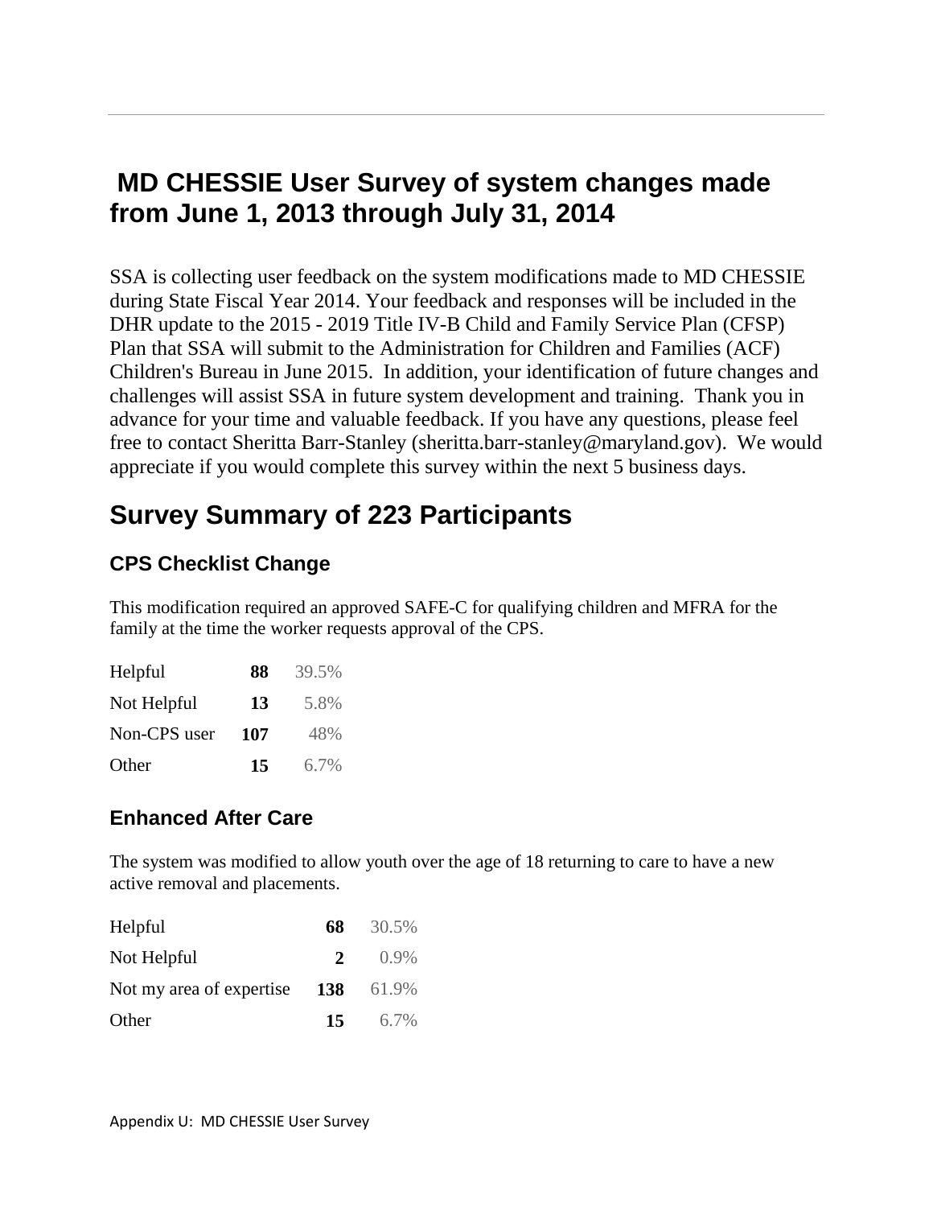# MD CHESSIE User Survey of system changes made from June 1, 2013 through July 31, 2014

SSA is collecting user feedback on the system modifications made to MD CHESSIE during State Fiscal Year 2014. Your feedback and responses will be included in the DHR update to the 2015 - 2019 Title IV-B Child and Family Service Plan (CFSP) Plan that SSA will submit to the Administration for Children and Families (ACF) Children's Bureau in June 2015. In addition, your identification of future changes and challenges will assist SSA in future system development and training. Thank you in advance for your time and valuable feedback. If you have any questions, please feel free to contact Sheritta Barr-Stanley (sheritta.barr-stanley@maryland.gov). We would appreciate if you would complete this survey within the next 5 business days.

## Survey Summary of 223 Participants

### CPS Checklist Change

This modification required an approved SAFE-C for qualifying children and MFRA for the family at the time the worker requests approval of the CPS.

| Response | Count | Percent |
|---|---|---|
| Helpful | **88** | 39.5% |
| Not Helpful | **13** | 5.8% |
| Non-CPS user | **107** | 48% |
| Other | **15** | 6.7% |

### Enhanced After Care

The system was modified to allow youth over the age of 18 returning to care to have a new active removal and placements.

| Response | Count | Percent |
|---|---|---|
| Helpful | **68** | 30.5% |
| Not Helpful | **2** | 0.9% |
| Not my area of expertise | **138** | 61.9% |
| Other | **15** | 6.7% |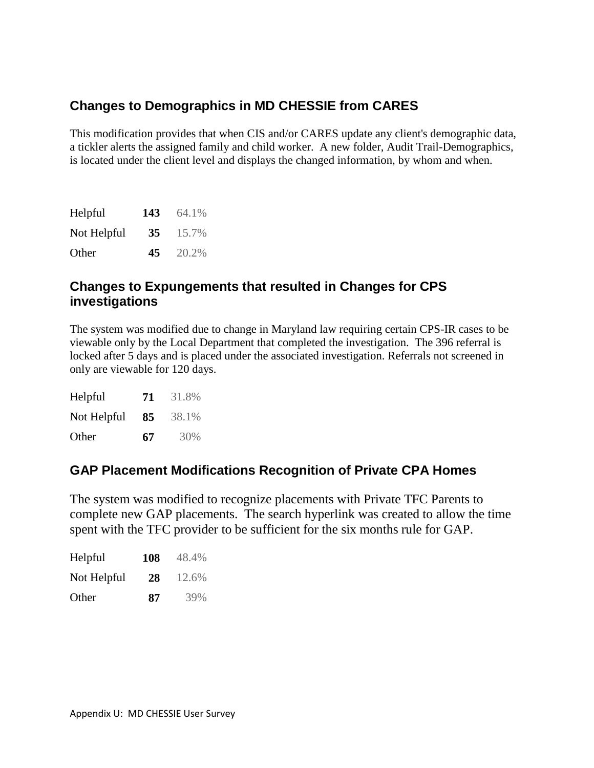## Changes to Demographics in MD CHESSIE from CARES

This modification provides that when CIS and/or CARES update any client's demographic data, a tickler alerts the assigned family and child worker. A new folder, Audit Trail-Demographics, is located under the client level and displays the changed information, by whom and when.

| | | |
|---|---|---|
| Helpful | **143** | 64.1% |
| Not Helpful | **35** | 15.7% |
| Other | **45** | 20.2% |

## Changes to Expungements that resulted in Changes for CPS investigations

The system was modified due to change in Maryland law requiring certain CPS-IR cases to be viewable only by the Local Department that completed the investigation. The 396 referral is locked after 5 days and is placed under the associated investigation. Referrals not screened in only are viewable for 120 days.

| | | |
|---|---|---|
| Helpful | **71** | 31.8% |
| Not Helpful | **85** | 38.1% |
| Other | **67** | 30% |

## GAP Placement Modifications Recognition of Private CPA Homes

The system was modified to recognize placements with Private TFC Parents to complete new GAP placements. The search hyperlink was created to allow the time spent with the TFC provider to be sufficient for the six months rule for GAP.

| | | |
|---|---|---|
| Helpful | **108** | 48.4% |
| Not Helpful | **28** | 12.6% |
| Other | **87** | 39% |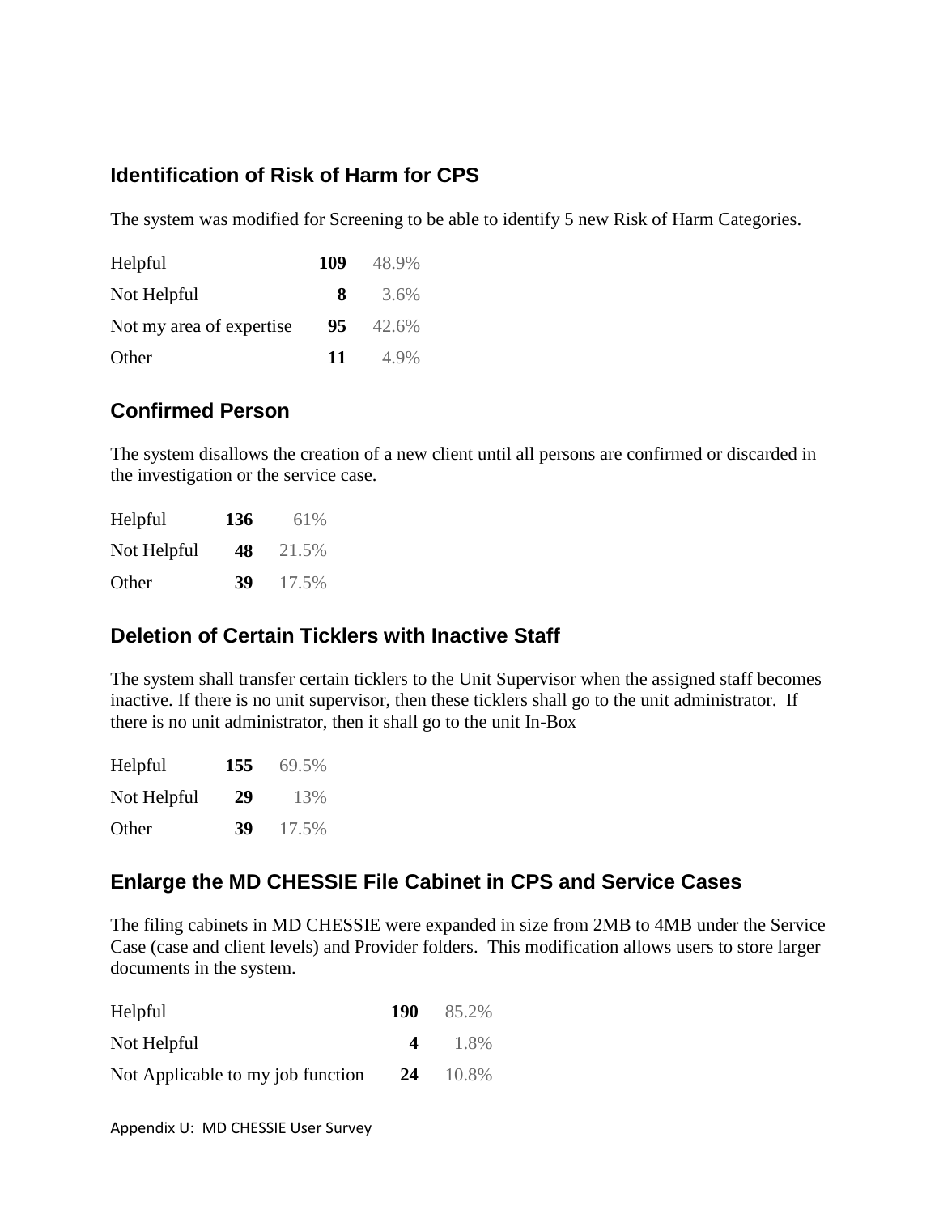## Identification of Risk of Harm for CPS

The system was modified for Screening to be able to identify 5 new Risk of Harm Categories.

| | | |
|---|---|---|
| Helpful | **109** | 48.9% |
| Not Helpful | **8** | 3.6% |
| Not my area of expertise | **95** | 42.6% |
| Other | **11** | 4.9% |

## Confirmed Person

The system disallows the creation of a new client until all persons are confirmed or discarded in the investigation or the service case.

| | | |
|---|---|---|
| Helpful | **136** | 61% |
| Not Helpful | **48** | 21.5% |
| Other | **39** | 17.5% |

## Deletion of Certain Ticklers with Inactive Staff

The system shall transfer certain ticklers to the Unit Supervisor when the assigned staff becomes inactive. If there is no unit supervisor, then these ticklers shall go to the unit administrator. If there is no unit administrator, then it shall go to the unit In-Box

| | | |
|---|---|---|
| Helpful | **155** | 69.5% |
| Not Helpful | **29** | 13% |
| Other | **39** | 17.5% |

## Enlarge the MD CHESSIE File Cabinet in CPS and Service Cases

The filing cabinets in MD CHESSIE were expanded in size from 2MB to 4MB under the Service Case (case and client levels) and Provider folders. This modification allows users to store larger documents in the system.

| | | |
|---|---|---|
| Helpful | **190** | 85.2% |
| Not Helpful | **4** | 1.8% |
| Not Applicable to my job function | **24** | 10.8% |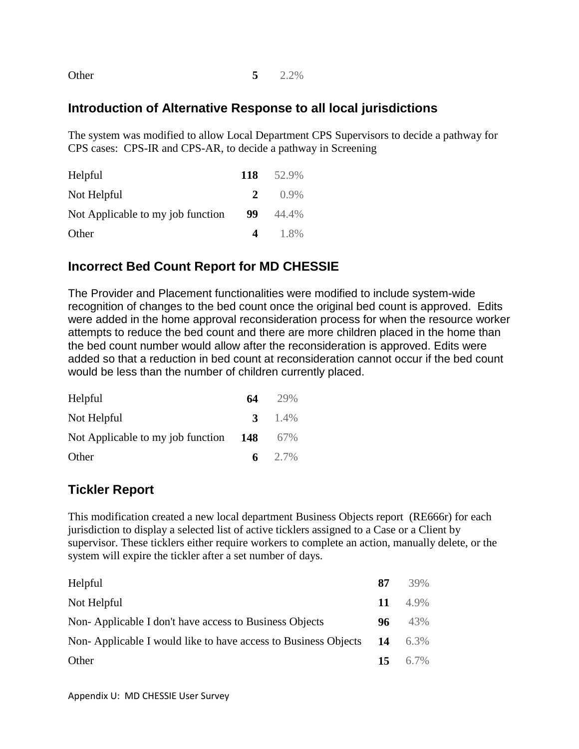| | | |
|---|---|---|
| Other | **5** | 2.2% |

## Introduction of Alternative Response to all local jurisdictions

The system was modified to allow Local Department CPS Supervisors to decide a pathway for CPS cases: CPS-IR and CPS-AR, to decide a pathway in Screening

| | | |
|---|---|---|
| Helpful | **118** | 52.9% |
| Not Helpful | **2** | 0.9% |
| Not Applicable to my job function | **99** | 44.4% |
| Other | **4** | 1.8% |

## Incorrect Bed Count Report for MD CHESSIE

The Provider and Placement functionalities were modified to include system-wide recognition of changes to the bed count once the original bed count is approved. Edits were added in the home approval reconsideration process for when the resource worker attempts to reduce the bed count and there are more children placed in the home than the bed count number would allow after the reconsideration is approved. Edits were added so that a reduction in bed count at reconsideration cannot occur if the bed count would be less than the number of children currently placed.

| | | |
|---|---|---|
| Helpful | **64** | 29% |
| Not Helpful | **3** | 1.4% |
| Not Applicable to my job function | **148** | 67% |
| Other | **6** | 2.7% |

## Tickler Report

This modification created a new local department Business Objects report (RE666r) for each jurisdiction to display a selected list of active ticklers assigned to a Case or a Client by supervisor. These ticklers either require workers to complete an action, manually delete, or the system will expire the tickler after a set number of days.

| | | |
|---|---|---|
| Helpful | **87** | 39% |
| Not Helpful | **11** | 4.9% |
| Non- Applicable I don't have access to Business Objects | **96** | 43% |
| Non- Applicable I would like to have access to Business Objects | **14** | 6.3% |
| Other | **15** | 6.7% |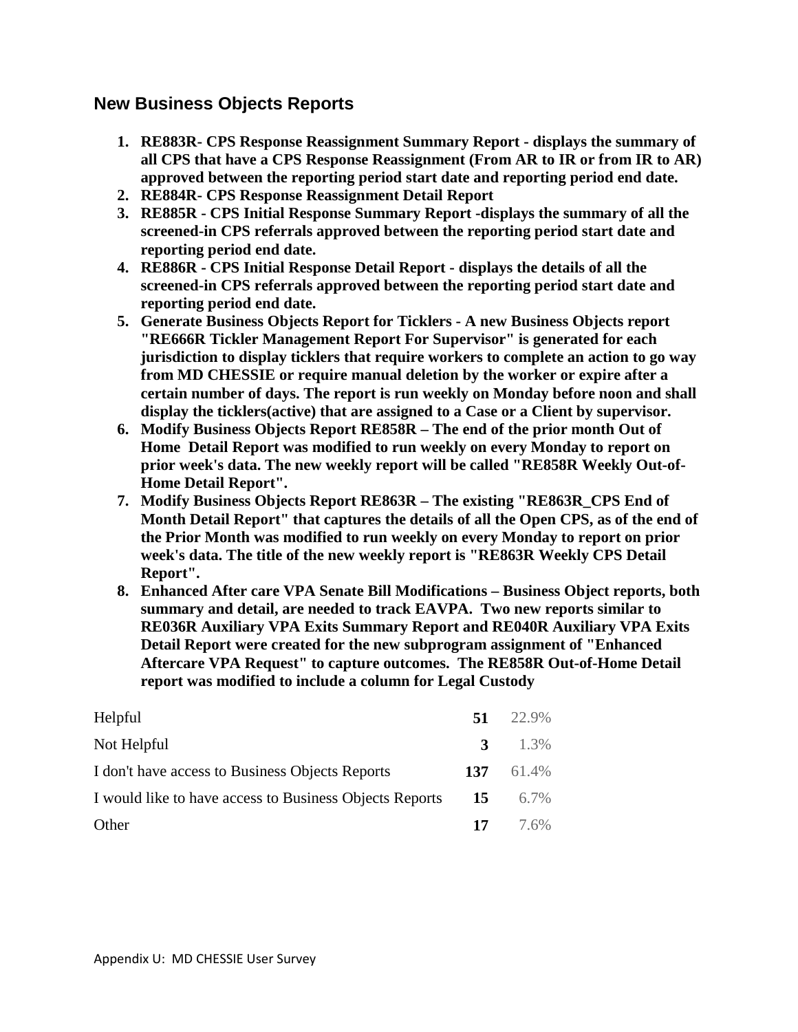## New Business Objects Reports

1. **RE883R- CPS Response Reassignment Summary Report - displays the summary of all CPS that have a CPS Response Reassignment (From AR to IR or from IR to AR) approved between the reporting period start date and reporting period end date.**
2. **RE884R- CPS Response Reassignment Detail Report**
3. **RE885R - CPS Initial Response Summary Report -displays the summary of all the screened-in CPS referrals approved between the reporting period start date and reporting period end date.**
4. **RE886R - CPS Initial Response Detail Report - displays the details of all the screened-in CPS referrals approved between the reporting period start date and reporting period end date.**
5. **Generate Business Objects Report for Ticklers - A new Business Objects report "RE666R Tickler Management Report For Supervisor" is generated for each jurisdiction to display ticklers that require workers to complete an action to go way from MD CHESSIE or require manual deletion by the worker or expire after a certain number of days. The report is run weekly on Monday before noon and shall display the ticklers(active) that are assigned to a Case or a Client by supervisor.**
6. **Modify Business Objects Report RE858R – The end of the prior month Out of Home Detail Report was modified to run weekly on every Monday to report on prior week's data. The new weekly report will be called "RE858R Weekly Out-of-Home Detail Report".**
7. **Modify Business Objects Report RE863R – The existing "RE863R_CPS End of Month Detail Report" that captures the details of all the Open CPS, as of the end of the Prior Month was modified to run weekly on every Monday to report on prior week's data. The title of the new weekly report is "RE863R Weekly CPS Detail Report".**
8. **Enhanced After care VPA Senate Bill Modifications – Business Object reports, both summary and detail, are needed to track EAVPA. Two new reports similar to RE036R Auxiliary VPA Exits Summary Report and RE040R Auxiliary VPA Exits Detail Report were created for the new subprogram assignment of "Enhanced Aftercare VPA Request" to capture outcomes. The RE858R Out-of-Home Detail report was modified to include a column for Legal Custody**

| | | |
|---|---|---|
| Helpful | **51** | 22.9% |
| Not Helpful | **3** | 1.3% |
| I don't have access to Business Objects Reports | **137** | 61.4% |
| I would like to have access to Business Objects Reports | **15** | 6.7% |
| Other | **17** | 7.6% |